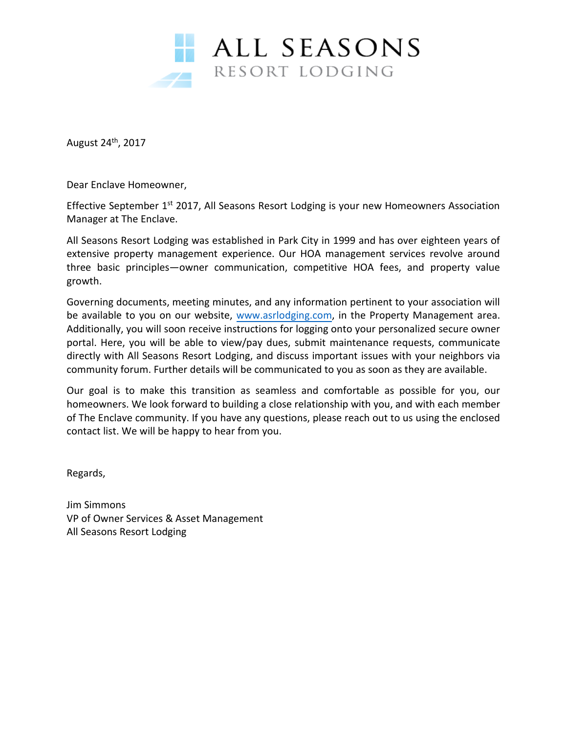# ALL SEASONS
RESORT LODGING

August 24th, 2017

Dear Enclave Homeowner,

Effective September 1st 2017, All Seasons Resort Lodging is your new Homeowners Association Manager at The Enclave.

All Seasons Resort Lodging was established in Park City in 1999 and has over eighteen years of extensive property management experience. Our HOA management services revolve around three basic principles—owner communication, competitive HOA fees, and property value growth.

Governing documents, meeting minutes, and any information pertinent to your association will be available to you on our website, www.asrlodging.com, in the Property Management area. Additionally, you will soon receive instructions for logging onto your personalized secure owner portal. Here, you will be able to view/pay dues, submit maintenance requests, communicate directly with All Seasons Resort Lodging, and discuss important issues with your neighbors via community forum. Further details will be communicated to you as soon as they are available.

Our goal is to make this transition as seamless and comfortable as possible for you, our homeowners. We look forward to building a close relationship with you, and with each member of The Enclave community. If you have any questions, please reach out to us using the enclosed contact list. We will be happy to hear from you.

Regards,

Jim Simmons
VP of Owner Services & Asset Management
All Seasons Resort Lodging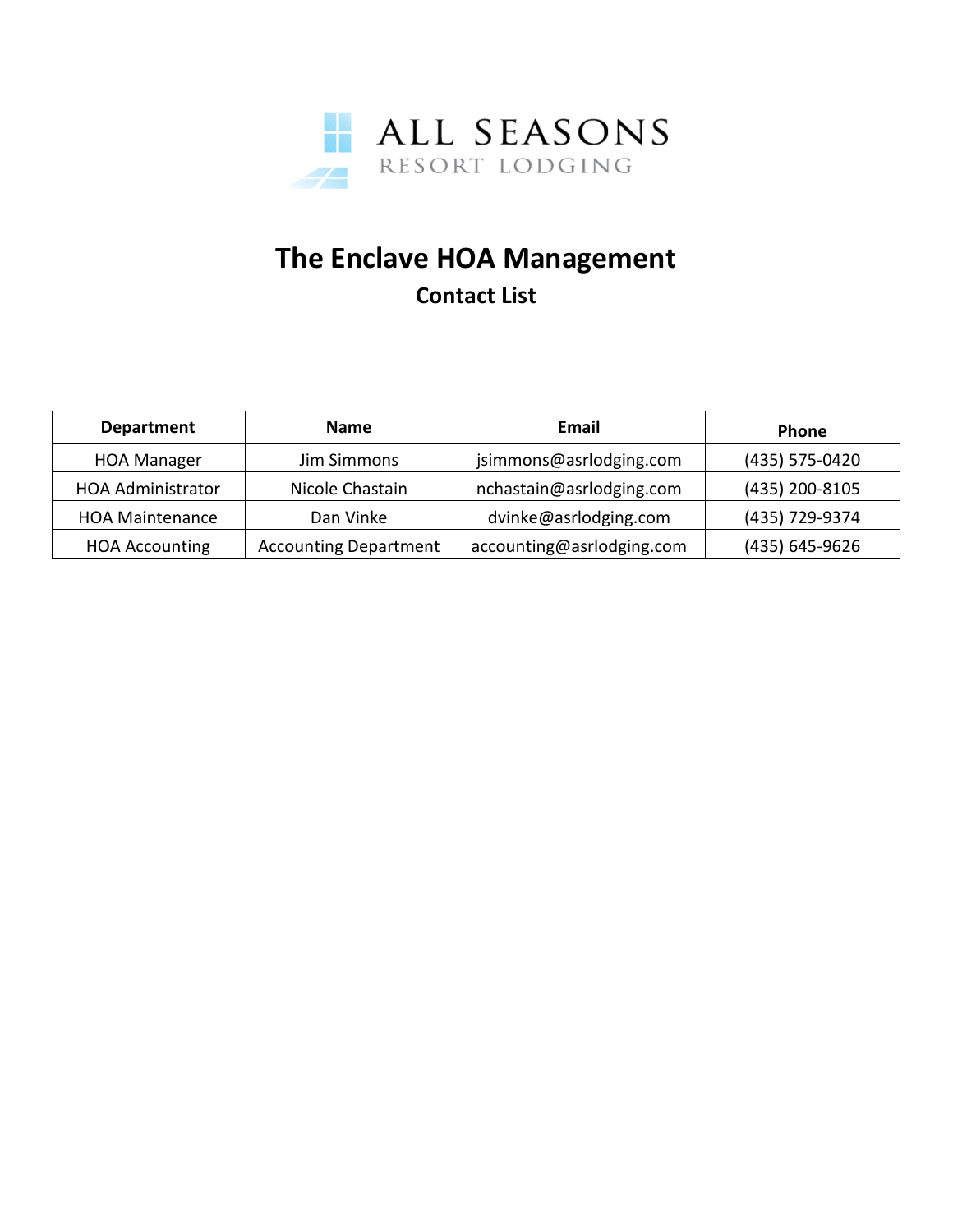ALL SEASONS
RESORT LODGING

# The Enclave HOA Management

## Contact List

| Department | Name | Email | Phone |
|---|---|---|---|
| HOA Manager | Jim Simmons | jsimmons@asrlodging.com | (435) 575-0420 |
| HOA Administrator | Nicole Chastain | nchastain@asrlodging.com | (435) 200-8105 |
| HOA Maintenance | Dan Vinke | dvinke@asrlodging.com | (435) 729-9374 |
| HOA Accounting | Accounting Department | accounting@asrlodging.com | (435) 645-9626 |